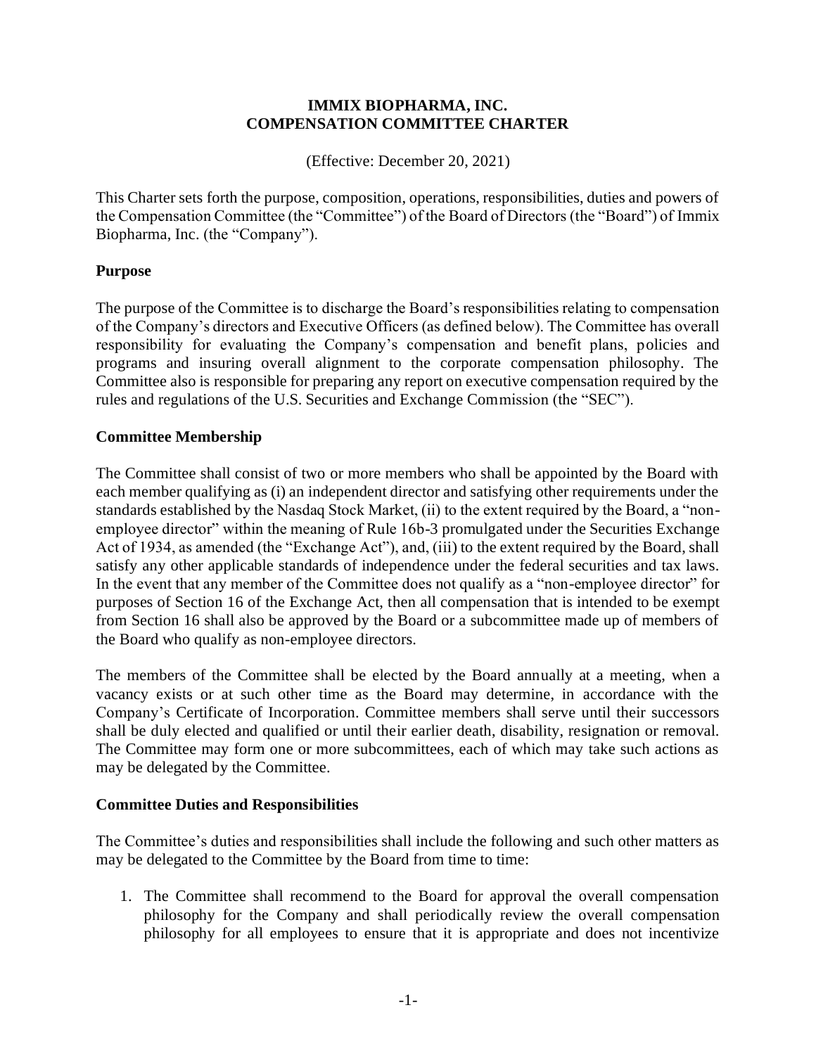# IMMIX BIOPHARMA, INC.
# COMPENSATION COMMITTEE CHARTER

(Effective: December 20, 2021)

This Charter sets forth the purpose, composition, operations, responsibilities, duties and powers of the Compensation Committee (the "Committee") of the Board of Directors (the "Board") of Immix Biopharma, Inc. (the "Company").

## Purpose

The purpose of the Committee is to discharge the Board's responsibilities relating to compensation of the Company's directors and Executive Officers (as defined below). The Committee has overall responsibility for evaluating the Company's compensation and benefit plans, policies and programs and insuring overall alignment to the corporate compensation philosophy. The Committee also is responsible for preparing any report on executive compensation required by the rules and regulations of the U.S. Securities and Exchange Commission (the "SEC").

## Committee Membership

The Committee shall consist of two or more members who shall be appointed by the Board with each member qualifying as (i) an independent director and satisfying other requirements under the standards established by the Nasdaq Stock Market, (ii) to the extent required by the Board, a "non-employee director" within the meaning of Rule 16b-3 promulgated under the Securities Exchange Act of 1934, as amended (the "Exchange Act"), and, (iii) to the extent required by the Board, shall satisfy any other applicable standards of independence under the federal securities and tax laws. In the event that any member of the Committee does not qualify as a "non-employee director" for purposes of Section 16 of the Exchange Act, then all compensation that is intended to be exempt from Section 16 shall also be approved by the Board or a subcommittee made up of members of the Board who qualify as non-employee directors.

The members of the Committee shall be elected by the Board annually at a meeting, when a vacancy exists or at such other time as the Board may determine, in accordance with the Company's Certificate of Incorporation. Committee members shall serve until their successors shall be duly elected and qualified or until their earlier death, disability, resignation or removal. The Committee may form one or more subcommittees, each of which may take such actions as may be delegated by the Committee.

## Committee Duties and Responsibilities

The Committee's duties and responsibilities shall include the following and such other matters as may be delegated to the Committee by the Board from time to time:

1. The Committee shall recommend to the Board for approval the overall compensation philosophy for the Company and shall periodically review the overall compensation philosophy for all employees to ensure that it is appropriate and does not incentivize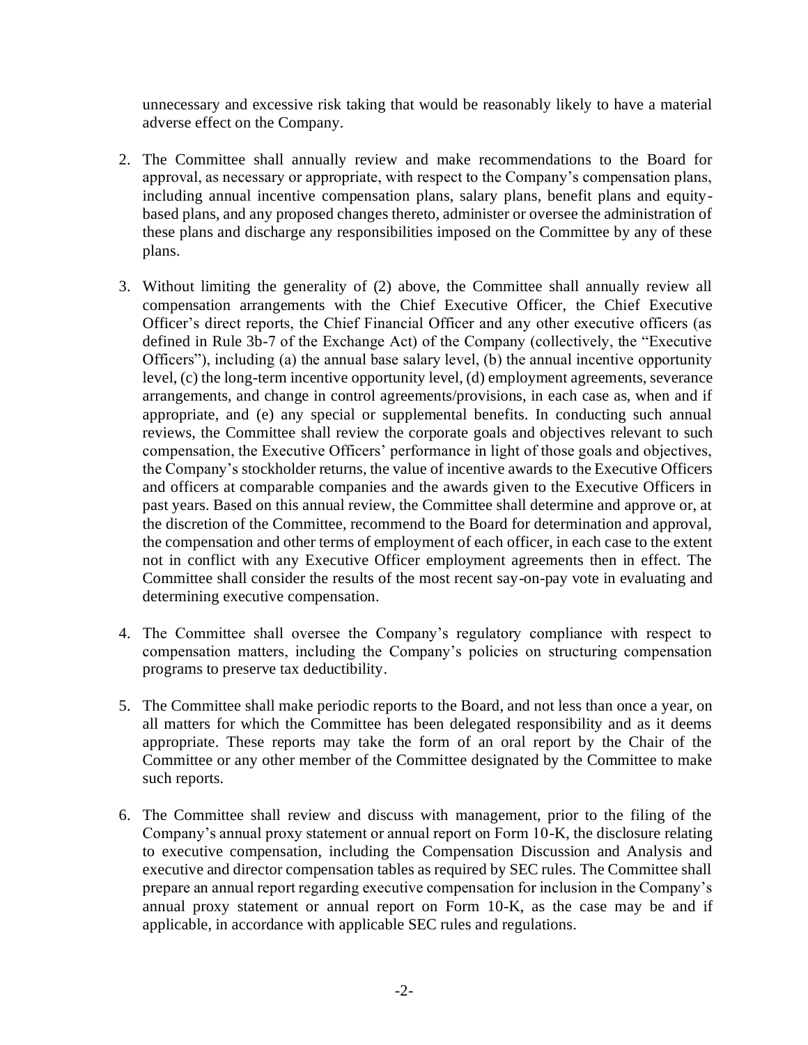unnecessary and excessive risk taking that would be reasonably likely to have a material adverse effect on the Company.

2. The Committee shall annually review and make recommendations to the Board for approval, as necessary or appropriate, with respect to the Company's compensation plans, including annual incentive compensation plans, salary plans, benefit plans and equity-based plans, and any proposed changes thereto, administer or oversee the administration of these plans and discharge any responsibilities imposed on the Committee by any of these plans.

3. Without limiting the generality of (2) above, the Committee shall annually review all compensation arrangements with the Chief Executive Officer, the Chief Executive Officer's direct reports, the Chief Financial Officer and any other executive officers (as defined in Rule 3b-7 of the Exchange Act) of the Company (collectively, the "Executive Officers"), including (a) the annual base salary level, (b) the annual incentive opportunity level, (c) the long-term incentive opportunity level, (d) employment agreements, severance arrangements, and change in control agreements/provisions, in each case as, when and if appropriate, and (e) any special or supplemental benefits. In conducting such annual reviews, the Committee shall review the corporate goals and objectives relevant to such compensation, the Executive Officers' performance in light of those goals and objectives, the Company's stockholder returns, the value of incentive awards to the Executive Officers and officers at comparable companies and the awards given to the Executive Officers in past years. Based on this annual review, the Committee shall determine and approve or, at the discretion of the Committee, recommend to the Board for determination and approval, the compensation and other terms of employment of each officer, in each case to the extent not in conflict with any Executive Officer employment agreements then in effect. The Committee shall consider the results of the most recent say-on-pay vote in evaluating and determining executive compensation.

4. The Committee shall oversee the Company's regulatory compliance with respect to compensation matters, including the Company's policies on structuring compensation programs to preserve tax deductibility.

5. The Committee shall make periodic reports to the Board, and not less than once a year, on all matters for which the Committee has been delegated responsibility and as it deems appropriate. These reports may take the form of an oral report by the Chair of the Committee or any other member of the Committee designated by the Committee to make such reports.

6. The Committee shall review and discuss with management, prior to the filing of the Company's annual proxy statement or annual report on Form 10-K, the disclosure relating to executive compensation, including the Compensation Discussion and Analysis and executive and director compensation tables as required by SEC rules. The Committee shall prepare an annual report regarding executive compensation for inclusion in the Company's annual proxy statement or annual report on Form 10-K, as the case may be and if applicable, in accordance with applicable SEC rules and regulations.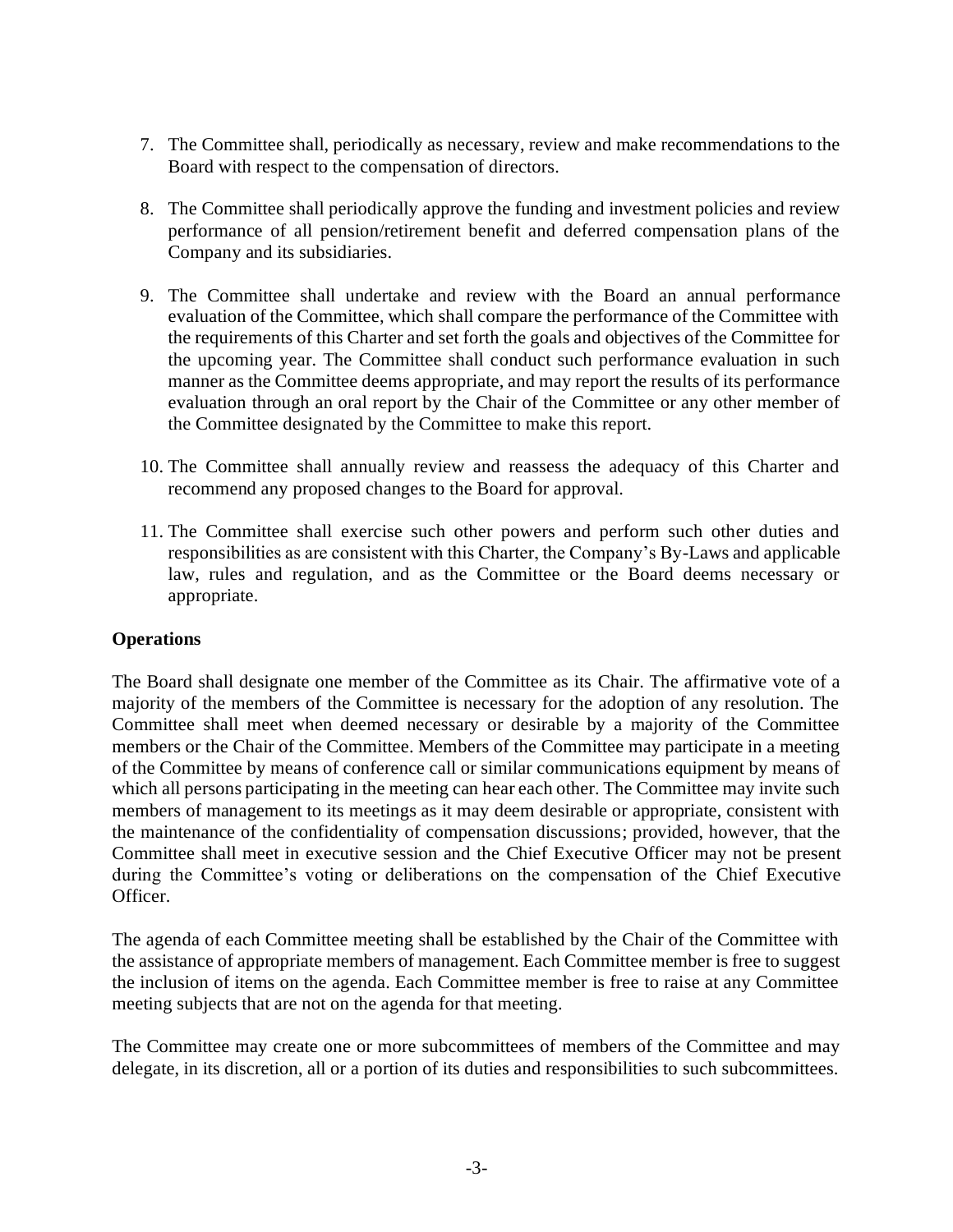7. The Committee shall, periodically as necessary, review and make recommendations to the Board with respect to the compensation of directors.

8. The Committee shall periodically approve the funding and investment policies and review performance of all pension/retirement benefit and deferred compensation plans of the Company and its subsidiaries.

9. The Committee shall undertake and review with the Board an annual performance evaluation of the Committee, which shall compare the performance of the Committee with the requirements of this Charter and set forth the goals and objectives of the Committee for the upcoming year. The Committee shall conduct such performance evaluation in such manner as the Committee deems appropriate, and may report the results of its performance evaluation through an oral report by the Chair of the Committee or any other member of the Committee designated by the Committee to make this report.

10. The Committee shall annually review and reassess the adequacy of this Charter and recommend any proposed changes to the Board for approval.

11. The Committee shall exercise such other powers and perform such other duties and responsibilities as are consistent with this Charter, the Company's By-Laws and applicable law, rules and regulation, and as the Committee or the Board deems necessary or appropriate.

**Operations**

The Board shall designate one member of the Committee as its Chair. The affirmative vote of a majority of the members of the Committee is necessary for the adoption of any resolution. The Committee shall meet when deemed necessary or desirable by a majority of the Committee members or the Chair of the Committee. Members of the Committee may participate in a meeting of the Committee by means of conference call or similar communications equipment by means of which all persons participating in the meeting can hear each other. The Committee may invite such members of management to its meetings as it may deem desirable or appropriate, consistent with the maintenance of the confidentiality of compensation discussions; provided, however, that the Committee shall meet in executive session and the Chief Executive Officer may not be present during the Committee's voting or deliberations on the compensation of the Chief Executive Officer.

The agenda of each Committee meeting shall be established by the Chair of the Committee with the assistance of appropriate members of management. Each Committee member is free to suggest the inclusion of items on the agenda. Each Committee member is free to raise at any Committee meeting subjects that are not on the agenda for that meeting.

The Committee may create one or more subcommittees of members of the Committee and may delegate, in its discretion, all or a portion of its duties and responsibilities to such subcommittees.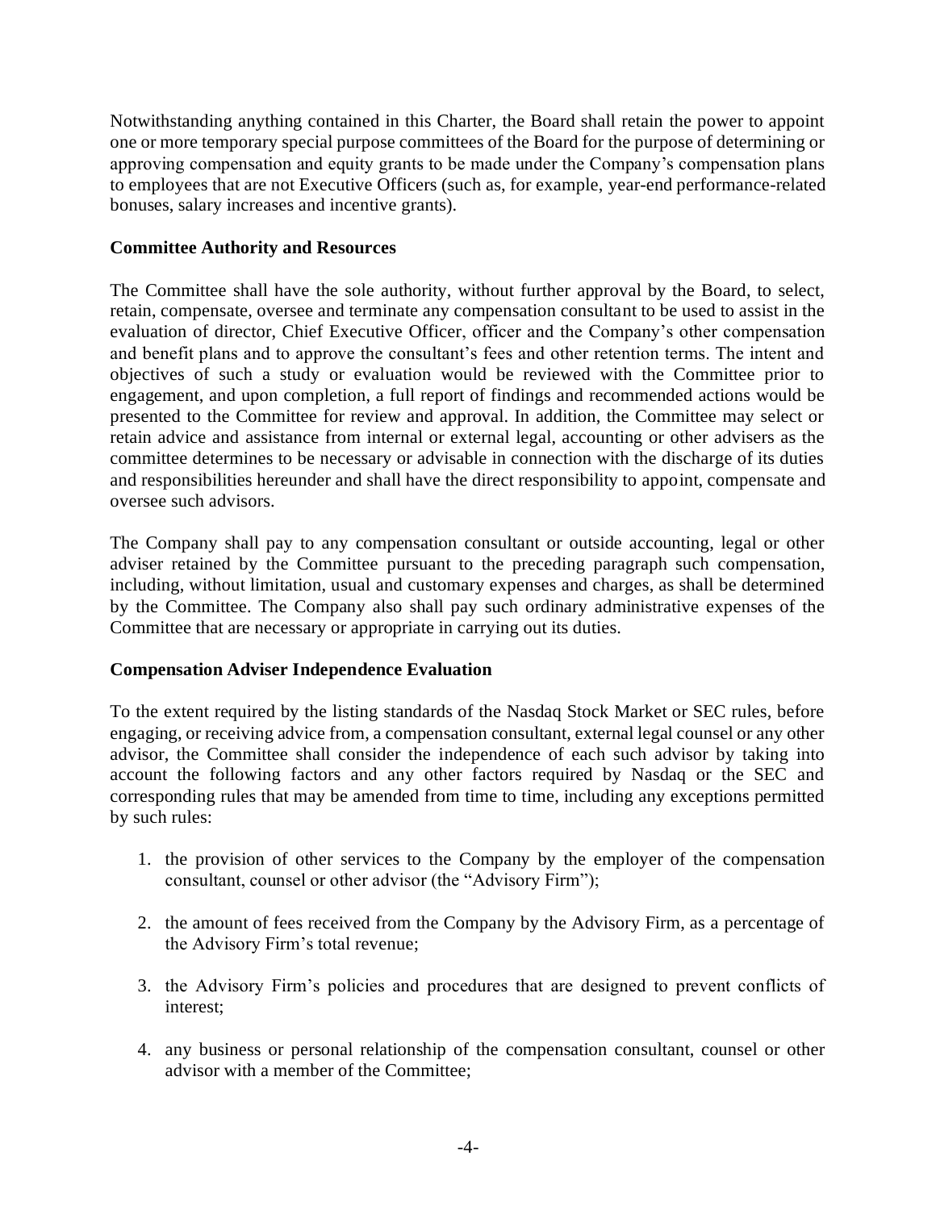Notwithstanding anything contained in this Charter, the Board shall retain the power to appoint one or more temporary special purpose committees of the Board for the purpose of determining or approving compensation and equity grants to be made under the Company's compensation plans to employees that are not Executive Officers (such as, for example, year-end performance-related bonuses, salary increases and incentive grants).

**Committee Authority and Resources**

The Committee shall have the sole authority, without further approval by the Board, to select, retain, compensate, oversee and terminate any compensation consultant to be used to assist in the evaluation of director, Chief Executive Officer, officer and the Company's other compensation and benefit plans and to approve the consultant's fees and other retention terms. The intent and objectives of such a study or evaluation would be reviewed with the Committee prior to engagement, and upon completion, a full report of findings and recommended actions would be presented to the Committee for review and approval. In addition, the Committee may select or retain advice and assistance from internal or external legal, accounting or other advisers as the committee determines to be necessary or advisable in connection with the discharge of its duties and responsibilities hereunder and shall have the direct responsibility to appoint, compensate and oversee such advisors.

The Company shall pay to any compensation consultant or outside accounting, legal or other adviser retained by the Committee pursuant to the preceding paragraph such compensation, including, without limitation, usual and customary expenses and charges, as shall be determined by the Committee. The Company also shall pay such ordinary administrative expenses of the Committee that are necessary or appropriate in carrying out its duties.

**Compensation Adviser Independence Evaluation**

To the extent required by the listing standards of the Nasdaq Stock Market or SEC rules, before engaging, or receiving advice from, a compensation consultant, external legal counsel or any other advisor, the Committee shall consider the independence of each such advisor by taking into account the following factors and any other factors required by Nasdaq or the SEC and corresponding rules that may be amended from time to time, including any exceptions permitted by such rules:

1. the provision of other services to the Company by the employer of the compensation consultant, counsel or other advisor (the "Advisory Firm");

2. the amount of fees received from the Company by the Advisory Firm, as a percentage of the Advisory Firm's total revenue;

3. the Advisory Firm's policies and procedures that are designed to prevent conflicts of interest;

4. any business or personal relationship of the compensation consultant, counsel or other advisor with a member of the Committee;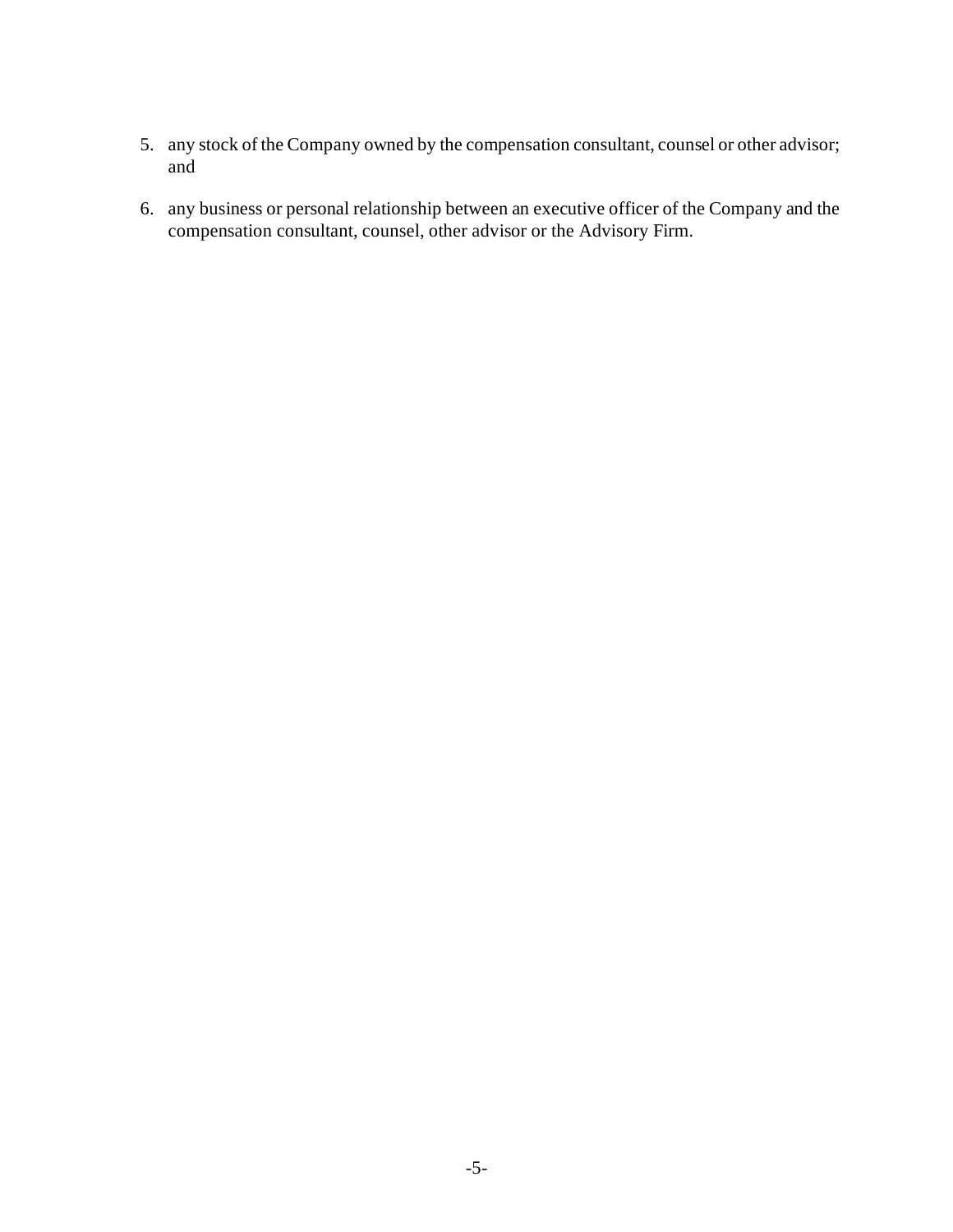5. any stock of the Company owned by the compensation consultant, counsel or other advisor; and
6. any business or personal relationship between an executive officer of the Company and the compensation consultant, counsel, other advisor or the Advisory Firm.